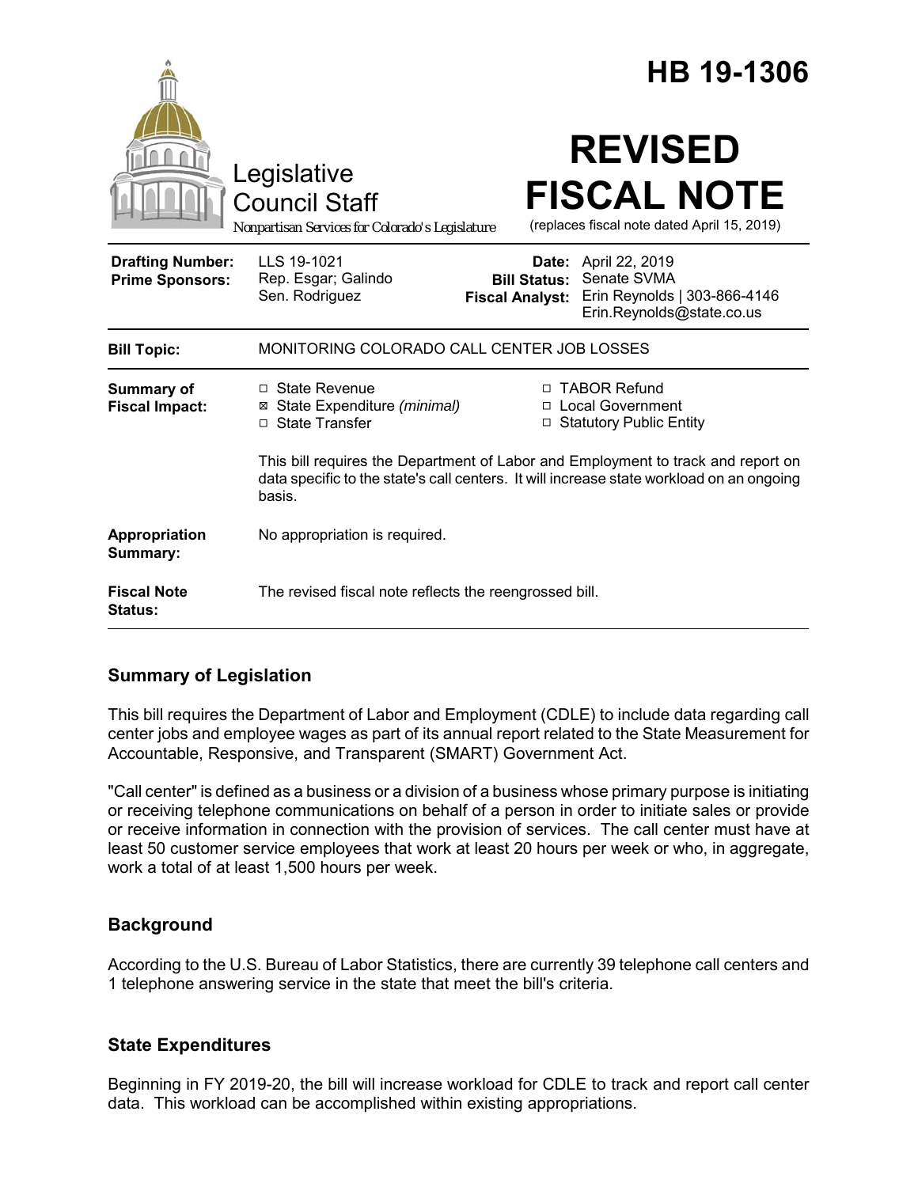# HB 19-1306

Legislative Council Staff

*Nonpartisan Services for Colorado's Legislature*

# REVISED FISCAL NOTE

(replaces fiscal note dated April 15, 2019)

| | | | |
|---|---|---|---|
| **Drafting Number:** | LLS 19-1021 | **Date:** | April 22, 2019 |
| **Prime Sponsors:** | Rep. Esgar; Galindo<br>Sen. Rodriguez | **Bill Status:** | Senate SVMA |
| | | **Fiscal Analyst:** | Erin Reynolds \| 303-866-4146<br>Erin.Reynolds@state.co.us |

| | |
|---|---|
| **Bill Topic:** | MONITORING COLORADO CALL CENTER JOB LOSSES |
| **Summary of Fiscal Impact:** | ☐ State Revenue<br>☒ State Expenditure *(minimal)*<br>☐ State Transfer<br>☐ TABOR Refund<br>☐ Local Government<br>☐ Statutory Public Entity<br><br>This bill requires the Department of Labor and Employment to track and report on data specific to the state's call centers. It will increase state workload on an ongoing basis. |
| **Appropriation Summary:** | No appropriation is required. |
| **Fiscal Note Status:** | The revised fiscal note reflects the reengrossed bill. |

## Summary of Legislation

This bill requires the Department of Labor and Employment (CDLE) to include data regarding call center jobs and employee wages as part of its annual report related to the State Measurement for Accountable, Responsive, and Transparent (SMART) Government Act.

"Call center" is defined as a business or a division of a business whose primary purpose is initiating or receiving telephone communications on behalf of a person in order to initiate sales or provide or receive information in connection with the provision of services. The call center must have at least 50 customer service employees that work at least 20 hours per week or who, in aggregate, work a total of at least 1,500 hours per week.

## Background

According to the U.S. Bureau of Labor Statistics, there are currently 39 telephone call centers and 1 telephone answering service in the state that meet the bill's criteria.

## State Expenditures

Beginning in FY 2019-20, the bill will increase workload for CDLE to track and report call center data. This workload can be accomplished within existing appropriations.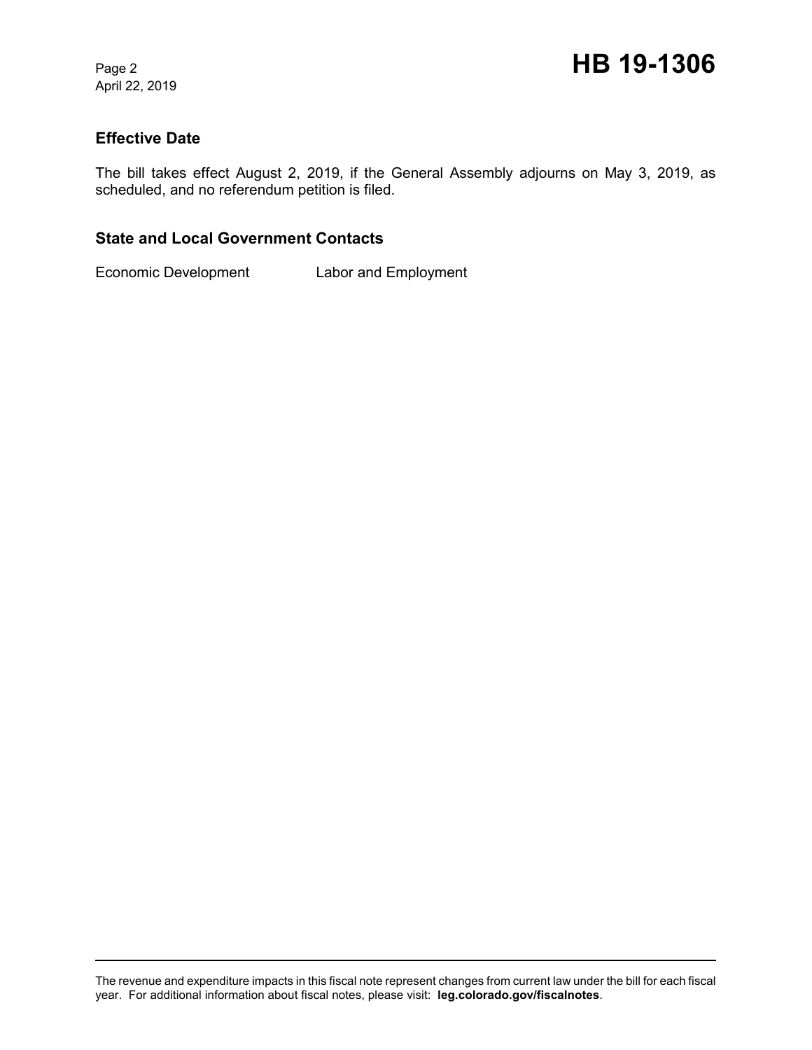## Effective Date

The bill takes effect August 2, 2019, if the General Assembly adjourns on May 3, 2019, as scheduled, and no referendum petition is filed.

## State and Local Government Contacts

Economic Development Labor and Employment

The revenue and expenditure impacts in this fiscal note represent changes from current law under the bill for each fiscal year. For additional information about fiscal notes, please visit: **leg.colorado.gov/fiscalnotes**.